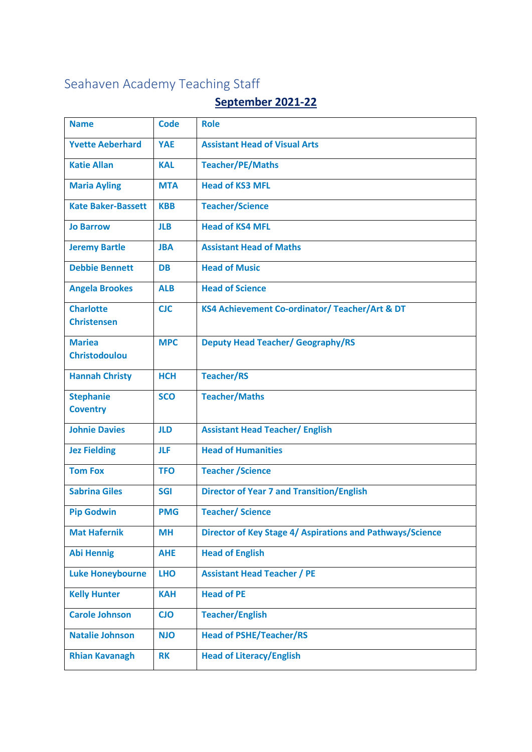# Seahaven Academy Teaching Staff

## September 2021-22

| Name | Code | Role |
|---|---|---|
| Yvette Aeberhard | YAE | Assistant Head of Visual Arts |
| Katie Allan | KAL | Teacher/PE/Maths |
| Maria Ayling | MTA | Head of KS3 MFL |
| Kate Baker-Bassett | KBB | Teacher/Science |
| Jo Barrow | JLB | Head of KS4 MFL |
| Jeremy Bartle | JBA | Assistant Head of Maths |
| Debbie Bennett | DB | Head of Music |
| Angela Brookes | ALB | Head of Science |
| Charlotte Christensen | CJC | KS4 Achievement Co-ordinator/ Teacher/Art & DT |
| Mariea Christodoulou | MPC | Deputy Head Teacher/ Geography/RS |
| Hannah Christy | HCH | Teacher/RS |
| Stephanie Coventry | SCO | Teacher/Maths |
| Johnie Davies | JLD | Assistant Head Teacher/ English |
| Jez Fielding | JLF | Head of Humanities |
| Tom Fox | TFO | Teacher /Science |
| Sabrina Giles | SGI | Director of Year 7 and Transition/English |
| Pip Godwin | PMG | Teacher/ Science |
| Mat Hafernik | MH | Director of Key Stage 4/ Aspirations and Pathways/Science |
| Abi Hennig | AHE | Head of English |
| Luke Honeybourne | LHO | Assistant Head Teacher / PE |
| Kelly Hunter | KAH | Head of PE |
| Carole Johnson | CJO | Teacher/English |
| Natalie Johnson | NJO | Head of PSHE/Teacher/RS |
| Rhian Kavanagh | RK | Head of Literacy/English |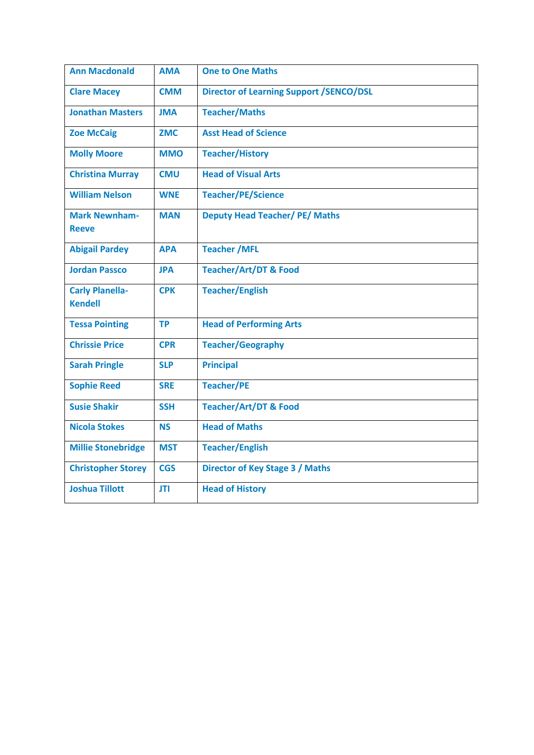| Ann Macdonald | AMA | One to One Maths |
| --- | --- | --- |
| Clare Macey | CMM | Director of Learning Support /SENCO/DSL |
| Jonathan Masters | JMA | Teacher/Maths |
| Zoe McCaig | ZMC | Asst Head of Science |
| Molly Moore | MMO | Teacher/History |
| Christina Murray | CMU | Head of Visual Arts |
| William Nelson | WNE | Teacher/PE/Science |
| Mark Newnham-Reeve | MAN | Deputy Head Teacher/ PE/ Maths |
| Abigail Pardey | APA | Teacher /MFL |
| Jordan Passco | JPA | Teacher/Art/DT & Food |
| Carly Planella-Kendell | CPK | Teacher/English |
| Tessa Pointing | TP | Head of Performing Arts |
| Chrissie Price | CPR | Teacher/Geography |
| Sarah Pringle | SLP | Principal |
| Sophie Reed | SRE | Teacher/PE |
| Susie Shakir | SSH | Teacher/Art/DT & Food |
| Nicola Stokes | NS | Head of Maths |
| Millie Stonebridge | MST | Teacher/English |
| Christopher Storey | CGS | Director of Key Stage 3 / Maths |
| Joshua Tillott | JTI | Head of History |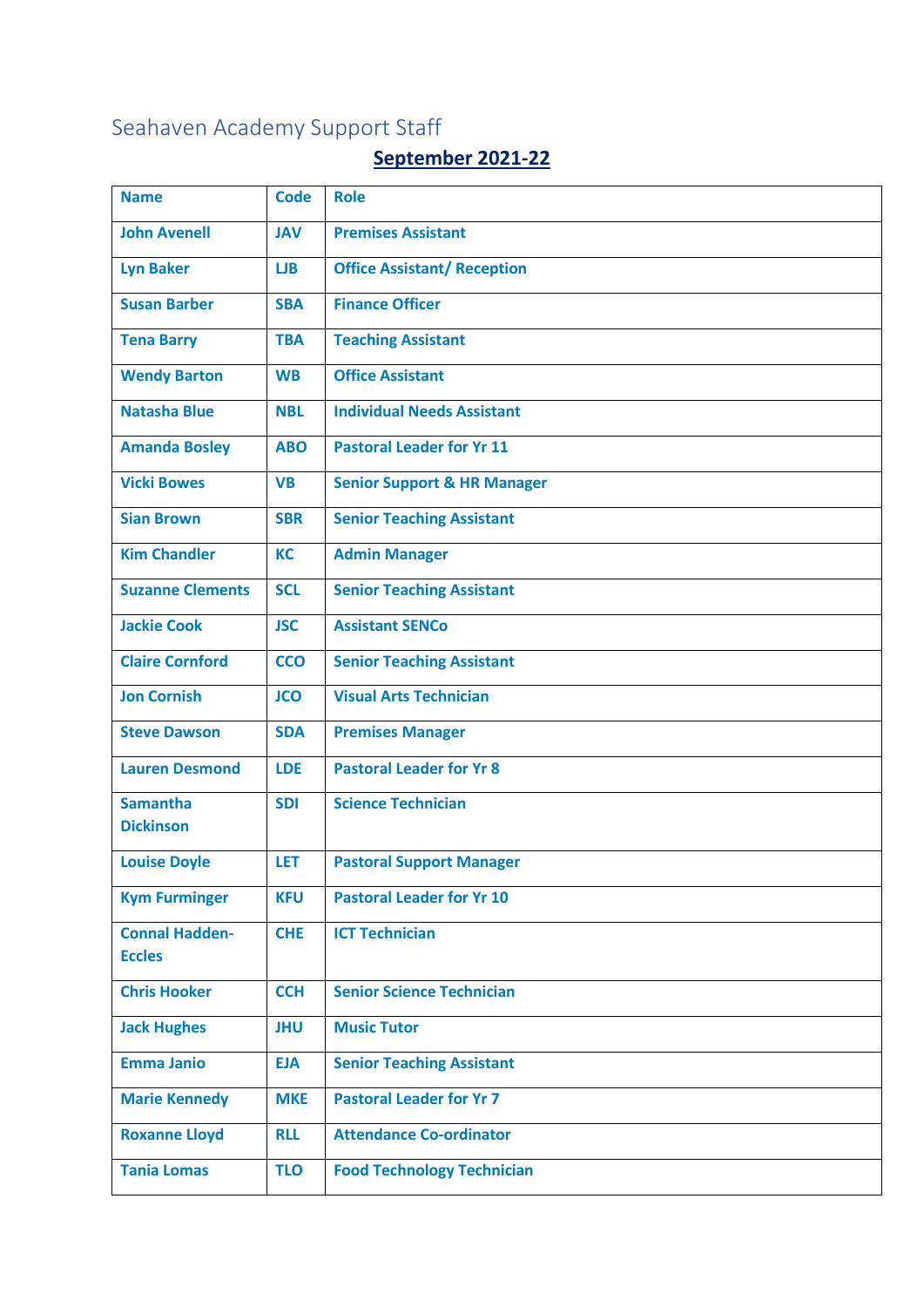# Seahaven Academy Support Staff

## September 2021-22

| Name | Code | Role |
|---|---|---|
| John Avenell | JAV | Premises Assistant |
| Lyn Baker | LJB | Office Assistant/ Reception |
| Susan Barber | SBA | Finance Officer |
| Tena Barry | TBA | Teaching Assistant |
| Wendy Barton | WB | Office Assistant |
| Natasha Blue | NBL | Individual Needs Assistant |
| Amanda Bosley | ABO | Pastoral Leader for Yr 11 |
| Vicki Bowes | VB | Senior Support & HR Manager |
| Sian Brown | SBR | Senior Teaching Assistant |
| Kim Chandler | KC | Admin Manager |
| Suzanne Clements | SCL | Senior Teaching Assistant |
| Jackie Cook | JSC | Assistant SENCo |
| Claire Cornford | CCO | Senior Teaching Assistant |
| Jon Cornish | JCO | Visual Arts Technician |
| Steve Dawson | SDA | Premises Manager |
| Lauren Desmond | LDE | Pastoral Leader for Yr 8 |
| Samantha Dickinson | SDI | Science Technician |
| Louise Doyle | LET | Pastoral Support Manager |
| Kym Furminger | KFU | Pastoral Leader for Yr 10 |
| Connal Hadden-Eccles | CHE | ICT Technician |
| Chris Hooker | CCH | Senior Science Technician |
| Jack Hughes | JHU | Music Tutor |
| Emma Janio | EJA | Senior Teaching Assistant |
| Marie Kennedy | MKE | Pastoral Leader for Yr 7 |
| Roxanne Lloyd | RLL | Attendance Co-ordinator |
| Tania Lomas | TLO | Food Technology Technician |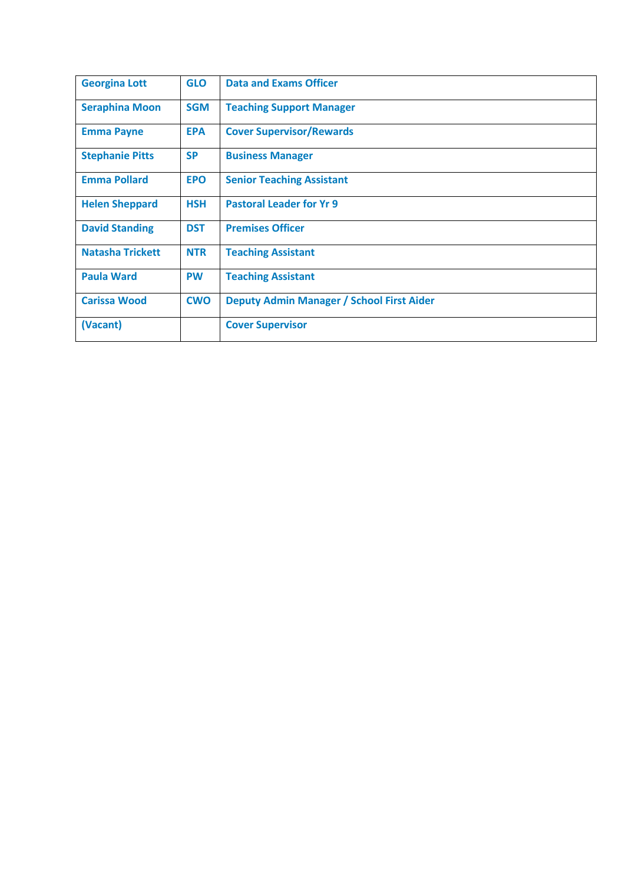| | | |
|---|---|---|
| **Georgina Lott** | **GLO** | **Data and Exams Officer** |
| **Seraphina Moon** | **SGM** | **Teaching Support Manager** |
| **Emma Payne** | **EPA** | **Cover Supervisor/Rewards** |
| **Stephanie Pitts** | **SP** | **Business Manager** |
| **Emma Pollard** | **EPO** | **Senior Teaching Assistant** |
| **Helen Sheppard** | **HSH** | **Pastoral Leader for Yr 9** |
| **David Standing** | **DST** | **Premises Officer** |
| **Natasha Trickett** | **NTR** | **Teaching Assistant** |
| **Paula Ward** | **PW** | **Teaching Assistant** |
| **Carissa Wood** | **CWO** | **Deputy Admin Manager / School First Aider** |
| **(Vacant)** | | **Cover Supervisor** |